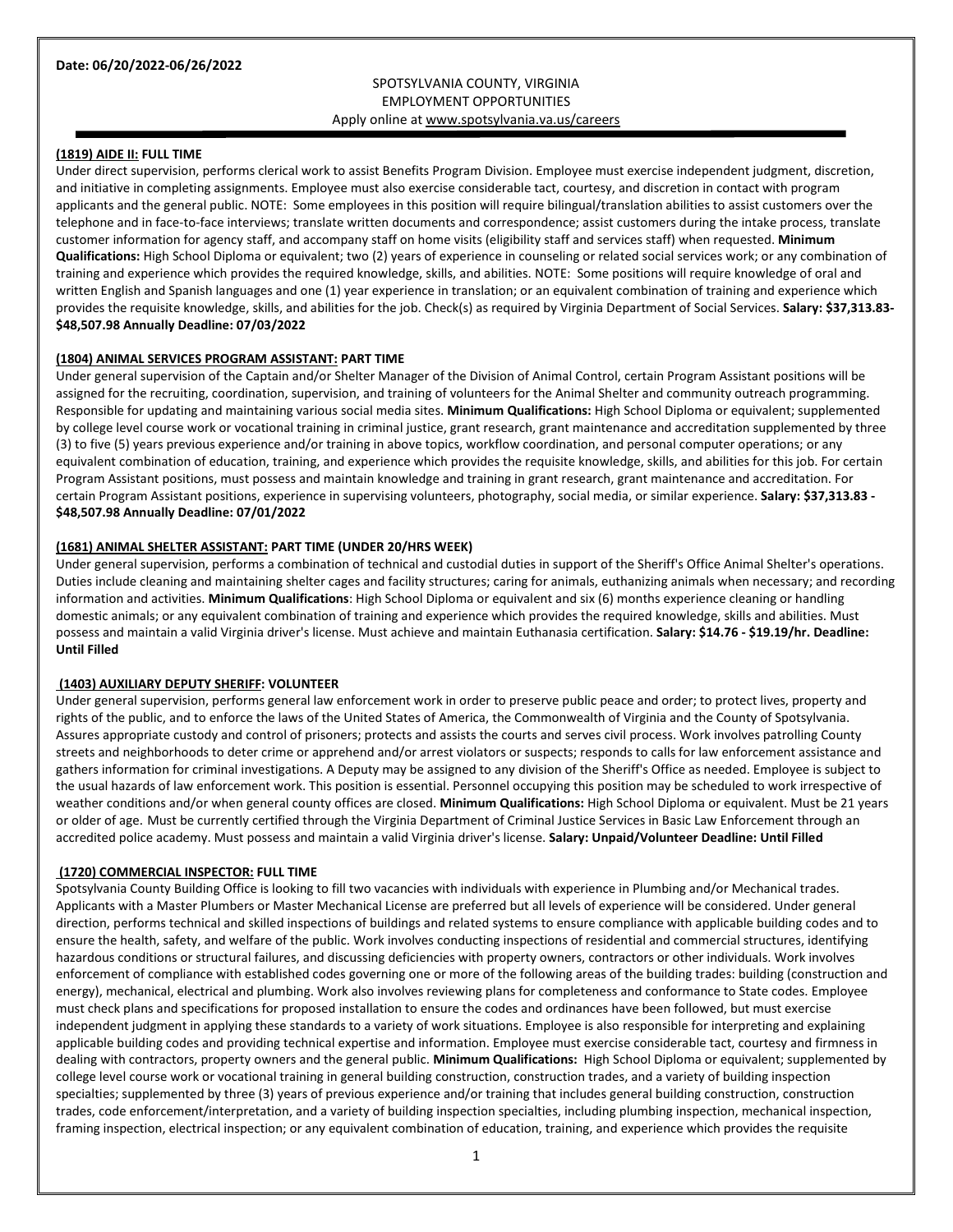**Date: 06/20/2022-06/26/2022**

SPOTSYLVANIA COUNTY, VIRGINIA
EMPLOYMENT OPPORTUNITIES
Apply online at www.spotsylvania.va.us/careers

**(1819) AIDE II: FULL TIME**

Under direct supervision, performs clerical work to assist Benefits Program Division. Employee must exercise independent judgment, discretion, and initiative in completing assignments. Employee must also exercise considerable tact, courtesy, and discretion in contact with program applicants and the general public. NOTE: Some employees in this position will require bilingual/translation abilities to assist customers over the telephone and in face-to-face interviews; translate written documents and correspondence; assist customers during the intake process, translate customer information for agency staff, and accompany staff on home visits (eligibility staff and services staff) when requested. **Minimum Qualifications:** High School Diploma or equivalent; two (2) years of experience in counseling or related social services work; or any combination of training and experience which provides the required knowledge, skills, and abilities. NOTE: Some positions will require knowledge of oral and written English and Spanish languages and one (1) year experience in translation; or an equivalent combination of training and experience which provides the requisite knowledge, skills, and abilities for the job. Check(s) as required by Virginia Department of Social Services. **Salary: $37,313.83-$48,507.98 Annually Deadline: 07/03/2022**

**(1804) ANIMAL SERVICES PROGRAM ASSISTANT: PART TIME**

Under general supervision of the Captain and/or Shelter Manager of the Division of Animal Control, certain Program Assistant positions will be assigned for the recruiting, coordination, supervision, and training of volunteers for the Animal Shelter and community outreach programming. Responsible for updating and maintaining various social media sites. **Minimum Qualifications:** High School Diploma or equivalent; supplemented by college level course work or vocational training in criminal justice, grant research, grant maintenance and accreditation supplemented by three (3) to five (5) years previous experience and/or training in above topics, workflow coordination, and personal computer operations; or any equivalent combination of education, training, and experience which provides the requisite knowledge, skills, and abilities for this job. For certain Program Assistant positions, must possess and maintain knowledge and training in grant research, grant maintenance and accreditation. For certain Program Assistant positions, experience in supervising volunteers, photography, social media, or similar experience. **Salary: $37,313.83 - $48,507.98 Annually Deadline: 07/01/2022**

**(1681) ANIMAL SHELTER ASSISTANT: PART TIME (UNDER 20/HRS WEEK)**

Under general supervision, performs a combination of technical and custodial duties in support of the Sheriff's Office Animal Shelter's operations. Duties include cleaning and maintaining shelter cages and facility structures; caring for animals, euthanizing animals when necessary; and recording information and activities. **Minimum Qualifications**: High School Diploma or equivalent and six (6) months experience cleaning or handling domestic animals; or any equivalent combination of training and experience which provides the required knowledge, skills and abilities. Must possess and maintain a valid Virginia driver's license. Must achieve and maintain Euthanasia certification. **Salary: $14.76 - $19.19/hr. Deadline: Until Filled**

**(1403) AUXILIARY DEPUTY SHERIFF: VOLUNTEER**

Under general supervision, performs general law enforcement work in order to preserve public peace and order; to protect lives, property and rights of the public, and to enforce the laws of the United States of America, the Commonwealth of Virginia and the County of Spotsylvania. Assures appropriate custody and control of prisoners; protects and assists the courts and serves civil process. Work involves patrolling County streets and neighborhoods to deter crime or apprehend and/or arrest violators or suspects; responds to calls for law enforcement assistance and gathers information for criminal investigations. A Deputy may be assigned to any division of the Sheriff's Office as needed. Employee is subject to the usual hazards of law enforcement work. This position is essential. Personnel occupying this position may be scheduled to work irrespective of weather conditions and/or when general county offices are closed. **Minimum Qualifications:** High School Diploma or equivalent. Must be 21 years or older of age. Must be currently certified through the Virginia Department of Criminal Justice Services in Basic Law Enforcement through an accredited police academy. Must possess and maintain a valid Virginia driver's license. **Salary: Unpaid/Volunteer Deadline: Until Filled**

**(1720) COMMERCIAL INSPECTOR: FULL TIME**

Spotsylvania County Building Office is looking to fill two vacancies with individuals with experience in Plumbing and/or Mechanical trades. Applicants with a Master Plumbers or Master Mechanical License are preferred but all levels of experience will be considered. Under general direction, performs technical and skilled inspections of buildings and related systems to ensure compliance with applicable building codes and to ensure the health, safety, and welfare of the public. Work involves conducting inspections of residential and commercial structures, identifying hazardous conditions or structural failures, and discussing deficiencies with property owners, contractors or other individuals. Work involves enforcement of compliance with established codes governing one or more of the following areas of the building trades: building (construction and energy), mechanical, electrical and plumbing. Work also involves reviewing plans for completeness and conformance to State codes. Employee must check plans and specifications for proposed installation to ensure the codes and ordinances have been followed, but must exercise independent judgment in applying these standards to a variety of work situations. Employee is also responsible for interpreting and explaining applicable building codes and providing technical expertise and information. Employee must exercise considerable tact, courtesy and firmness in dealing with contractors, property owners and the general public. **Minimum Qualifications:** High School Diploma or equivalent; supplemented by college level course work or vocational training in general building construction, construction trades, and a variety of building inspection specialties; supplemented by three (3) years of previous experience and/or training that includes general building construction, construction trades, code enforcement/interpretation, and a variety of building inspection specialties, including plumbing inspection, mechanical inspection, framing inspection, electrical inspection; or any equivalent combination of education, training, and experience which provides the requisite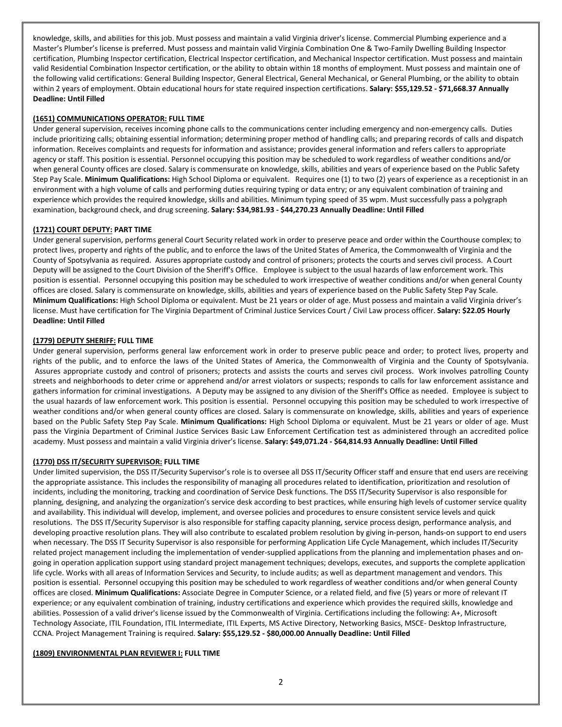knowledge, skills, and abilities for this job. Must possess and maintain a valid Virginia driver's license. Commercial Plumbing experience and a Master's Plumber's license is preferred. Must possess and maintain valid Virginia Combination One & Two-Family Dwelling Building Inspector certification, Plumbing Inspector certification, Electrical Inspector certification, and Mechanical Inspector certification. Must possess and maintain valid Residential Combination Inspector certification, or the ability to obtain within 18 months of employment. Must possess and maintain one of the following valid certifications: General Building Inspector, General Electrical, General Mechanical, or General Plumbing, or the ability to obtain within 2 years of employment. Obtain educational hours for state required inspection certifications. **Salary: $55,129.52 - $71,668.37 Annually Deadline: Until Filled**

**(1651) COMMUNICATIONS OPERATOR: FULL TIME**

Under general supervision, receives incoming phone calls to the communications center including emergency and non-emergency calls. Duties include prioritizing calls; obtaining essential information; determining proper method of handling calls; and preparing records of calls and dispatch information. Receives complaints and requests for information and assistance; provides general information and refers callers to appropriate agency or staff. This position is essential. Personnel occupying this position may be scheduled to work regardless of weather conditions and/or when general County offices are closed. Salary is commensurate on knowledge, skills, abilities and years of experience based on the Public Safety Step Pay Scale. **Minimum Qualifications:** High School Diploma or equivalent. Requires one (1) to two (2) years of experience as a receptionist in an environment with a high volume of calls and performing duties requiring typing or data entry; or any equivalent combination of training and experience which provides the required knowledge, skills and abilities. Minimum typing speed of 35 wpm. Must successfully pass a polygraph examination, background check, and drug screening. **Salary: $34,981.93 - $44,270.23 Annually Deadline: Until Filled**

**(1721) COURT DEPUTY: PART TIME**

Under general supervision, performs general Court Security related work in order to preserve peace and order within the Courthouse complex; to protect lives, property and rights of the public, and to enforce the laws of the United States of America, the Commonwealth of Virginia and the County of Spotsylvania as required. Assures appropriate custody and control of prisoners; protects the courts and serves civil process. A Court Deputy will be assigned to the Court Division of the Sheriff's Office. Employee is subject to the usual hazards of law enforcement work. This position is essential. Personnel occupying this position may be scheduled to work irrespective of weather conditions and/or when general County offices are closed. Salary is commensurate on knowledge, skills, abilities and years of experience based on the Public Safety Step Pay Scale. **Minimum Qualifications:** High School Diploma or equivalent. Must be 21 years or older of age. Must possess and maintain a valid Virginia driver's license. Must have certification for The Virginia Department of Criminal Justice Services Court / Civil Law process officer. **Salary: $22.05 Hourly Deadline: Until Filled**

**(1779) DEPUTY SHERIFF: FULL TIME**

Under general supervision, performs general law enforcement work in order to preserve public peace and order; to protect lives, property and rights of the public, and to enforce the laws of the United States of America, the Commonwealth of Virginia and the County of Spotsylvania. Assures appropriate custody and control of prisoners; protects and assists the courts and serves civil process. Work involves patrolling County streets and neighborhoods to deter crime or apprehend and/or arrest violators or suspects; responds to calls for law enforcement assistance and gathers information for criminal investigations. A Deputy may be assigned to any division of the Sheriff's Office as needed. Employee is subject to the usual hazards of law enforcement work. This position is essential. Personnel occupying this position may be scheduled to work irrespective of weather conditions and/or when general county offices are closed. Salary is commensurate on knowledge, skills, abilities and years of experience based on the Public Safety Step Pay Scale. **Minimum Qualifications:** High School Diploma or equivalent. Must be 21 years or older of age. Must pass the Virginia Department of Criminal Justice Services Basic Law Enforcement Certification test as administered through an accredited police academy. Must possess and maintain a valid Virginia driver's license. **Salary: $49,071.24 - $64,814.93 Annually Deadline: Until Filled**

**(1770) DSS IT/SECURITY SUPERVISOR: FULL TIME**

Under limited supervision, the DSS IT/Security Supervisor's role is to oversee all DSS IT/Security Officer staff and ensure that end users are receiving the appropriate assistance. This includes the responsibility of managing all procedures related to identification, prioritization and resolution of incidents, including the monitoring, tracking and coordination of Service Desk functions. The DSS IT/Security Supervisor is also responsible for planning, designing, and analyzing the organization's service desk according to best practices, while ensuring high levels of customer service quality and availability. This individual will develop, implement, and oversee policies and procedures to ensure consistent service levels and quick resolutions. The DSS IT/Security Supervisor is also responsible for staffing capacity planning, service process design, performance analysis, and developing proactive resolution plans. They will also contribute to escalated problem resolution by giving in-person, hands-on support to end users when necessary. The DSS IT Security Supervisor is also responsible for performing Application Life Cycle Management, which includes IT/Security related project management including the implementation of vender-supplied applications from the planning and implementation phases and on-going in operation application support using standard project management techniques; develops, executes, and supports the complete application life cycle. Works with all areas of Information Services and Security, to include audits; as well as department management and vendors. This position is essential. Personnel occupying this position may be scheduled to work regardless of weather conditions and/or when general County offices are closed. **Minimum Qualifications:** Associate Degree in Computer Science, or a related field, and five (5) years or more of relevant IT experience; or any equivalent combination of training, industry certifications and experience which provides the required skills, knowledge and abilities. Possession of a valid driver's license issued by the Commonwealth of Virginia. Certifications including the following: A+, Microsoft Technology Associate, ITIL Foundation, ITIL Intermediate, ITIL Experts, MS Active Directory, Networking Basics, MSCE- Desktop Infrastructure, CCNA. Project Management Training is required. **Salary: $55,129.52 - $80,000.00 Annually Deadline: Until Filled**

**(1809) ENVIRONMENTAL PLAN REVIEWER I: FULL TIME**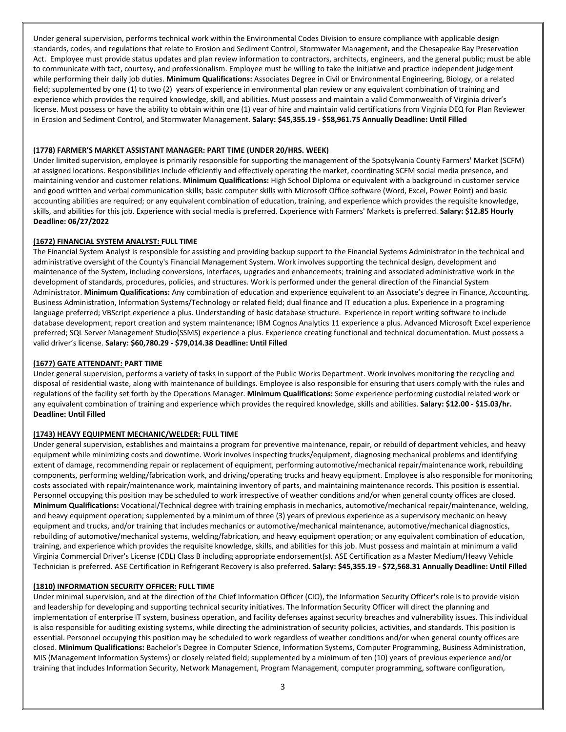Under general supervision, performs technical work within the Environmental Codes Division to ensure compliance with applicable design standards, codes, and regulations that relate to Erosion and Sediment Control, Stormwater Management, and the Chesapeake Bay Preservation Act. Employee must provide status updates and plan review information to contractors, architects, engineers, and the general public; must be able to communicate with tact, courtesy, and professionalism. Employee must be willing to take the initiative and practice independent judgement while performing their daily job duties. **Minimum Qualifications:** Associates Degree in Civil or Environmental Engineering, Biology, or a related field; supplemented by one (1) to two (2) years of experience in environmental plan review or any equivalent combination of training and experience which provides the required knowledge, skill, and abilities. Must possess and maintain a valid Commonwealth of Virginia driver's license. Must possess or have the ability to obtain within one (1) year of hire and maintain valid certifications from Virginia DEQ for Plan Reviewer in Erosion and Sediment Control, and Stormwater Management. **Salary: $45,355.19 - $58,961.75 Annually Deadline: Until Filled**

**(1778) FARMER'S MARKET ASSISTANT MANAGER: PART TIME (UNDER 20/HRS. WEEK)**

Under limited supervision, employee is primarily responsible for supporting the management of the Spotsylvania County Farmers' Market (SCFM) at assigned locations. Responsibilities include efficiently and effectively operating the market, coordinating SCFM social media presence, and maintaining vendor and customer relations. **Minimum Qualifications:** High School Diploma or equivalent with a background in customer service and good written and verbal communication skills; basic computer skills with Microsoft Office software (Word, Excel, Power Point) and basic accounting abilities are required; or any equivalent combination of education, training, and experience which provides the requisite knowledge, skills, and abilities for this job. Experience with social media is preferred. Experience with Farmers' Markets is preferred. **Salary: $12.85 Hourly Deadline: 06/27/2022**

**(1672) FINANCIAL SYSTEM ANALYST: FULL TIME**

The Financial System Analyst is responsible for assisting and providing backup support to the Financial Systems Administrator in the technical and administrative oversight of the County's Financial Management System. Work involves supporting the technical design, development and maintenance of the System, including conversions, interfaces, upgrades and enhancements; training and associated administrative work in the development of standards, procedures, policies, and structures. Work is performed under the general direction of the Financial System Administrator. **Minimum Qualifications:** Any combination of education and experience equivalent to an Associate's degree in Finance, Accounting, Business Administration, Information Systems/Technology or related field; dual finance and IT education a plus. Experience in a programing language preferred; VBScript experience a plus. Understanding of basic database structure. Experience in report writing software to include database development, report creation and system maintenance; IBM Cognos Analytics 11 experience a plus. Advanced Microsoft Excel experience preferred; SQL Server Management Studio(SSMS) experience a plus. Experience creating functional and technical documentation. Must possess a valid driver's license. **Salary: $60,780.29 - $79,014.38 Deadline: Until Filled**

**(1677) GATE ATTENDANT: PART TIME**

Under general supervision, performs a variety of tasks in support of the Public Works Department. Work involves monitoring the recycling and disposal of residential waste, along with maintenance of buildings. Employee is also responsible for ensuring that users comply with the rules and regulations of the facility set forth by the Operations Manager. **Minimum Qualifications:** Some experience performing custodial related work or any equivalent combination of training and experience which provides the required knowledge, skills and abilities. **Salary: $12.00 - $15.03/hr. Deadline: Until Filled**

**(1743) HEAVY EQUIPMENT MECHANIC/WELDER: FULL TIME**

Under general supervision, establishes and maintains a program for preventive maintenance, repair, or rebuild of department vehicles, and heavy equipment while minimizing costs and downtime. Work involves inspecting trucks/equipment, diagnosing mechanical problems and identifying extent of damage, recommending repair or replacement of equipment, performing automotive/mechanical repair/maintenance work, rebuilding components, performing welding/fabrication work, and driving/operating trucks and heavy equipment. Employee is also responsible for monitoring costs associated with repair/maintenance work, maintaining inventory of parts, and maintaining maintenance records. This position is essential. Personnel occupying this position may be scheduled to work irrespective of weather conditions and/or when general county offices are closed. **Minimum Qualifications:** Vocational/Technical degree with training emphasis in mechanics, automotive/mechanical repair/maintenance, welding, and heavy equipment operation; supplemented by a minimum of three (3) years of previous experience as a supervisory mechanic on heavy equipment and trucks, and/or training that includes mechanics or automotive/mechanical maintenance, automotive/mechanical diagnostics, rebuilding of automotive/mechanical systems, welding/fabrication, and heavy equipment operation; or any equivalent combination of education, training, and experience which provides the requisite knowledge, skills, and abilities for this job. Must possess and maintain at minimum a valid Virginia Commercial Driver's License (CDL) Class B including appropriate endorsement(s). ASE Certification as a Master Medium/Heavy Vehicle Technician is preferred. ASE Certification in Refrigerant Recovery is also preferred. **Salary: $45,355.19 - $72,568.31 Annually Deadline: Until Filled**

**(1810) INFORMATION SECURITY OFFICER: FULL TIME**

Under minimal supervision, and at the direction of the Chief Information Officer (CIO), the Information Security Officer's role is to provide vision and leadership for developing and supporting technical security initiatives. The Information Security Officer will direct the planning and implementation of enterprise IT system, business operation, and facility defenses against security breaches and vulnerability issues. This individual is also responsible for auditing existing systems, while directing the administration of security policies, activities, and standards. This position is essential. Personnel occupying this position may be scheduled to work regardless of weather conditions and/or when general county offices are closed. **Minimum Qualifications:** Bachelor's Degree in Computer Science, Information Systems, Computer Programming, Business Administration, MIS (Management Information Systems) or closely related field; supplemented by a minimum of ten (10) years of previous experience and/or training that includes Information Security, Network Management, Program Management, computer programming, software configuration,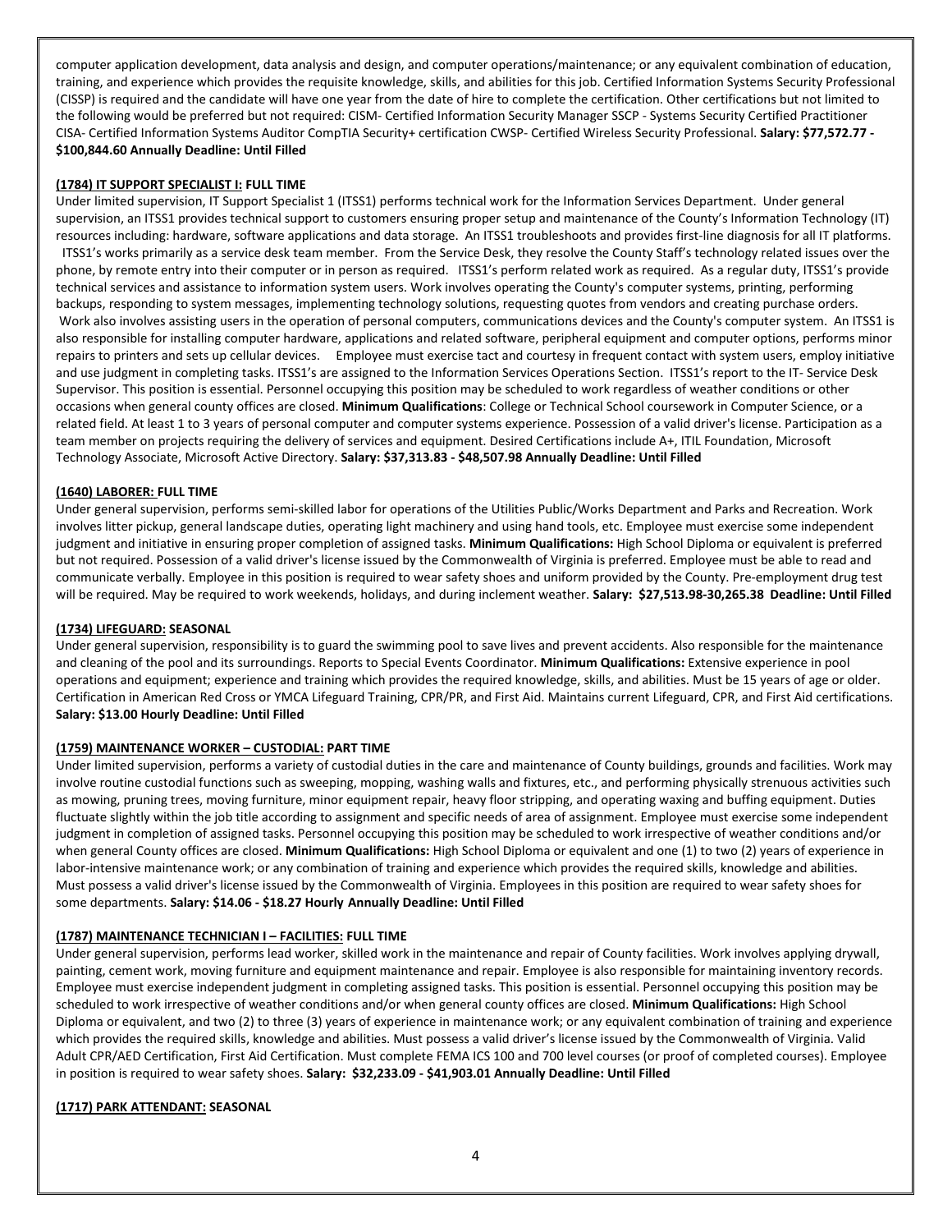computer application development, data analysis and design, and computer operations/maintenance; or any equivalent combination of education, training, and experience which provides the requisite knowledge, skills, and abilities for this job. Certified Information Systems Security Professional (CISSP) is required and the candidate will have one year from the date of hire to complete the certification. Other certifications but not limited to the following would be preferred but not required: CISM- Certified Information Security Manager SSCP - Systems Security Certified Practitioner CISA- Certified Information Systems Auditor CompTIA Security+ certification CWSP- Certified Wireless Security Professional. **Salary: $77,572.77 - $100,844.60 Annually Deadline: Until Filled**

**(1784) IT SUPPORT SPECIALIST I: FULL TIME**

Under limited supervision, IT Support Specialist 1 (ITSS1) performs technical work for the Information Services Department. Under general supervision, an ITSS1 provides technical support to customers ensuring proper setup and maintenance of the County's Information Technology (IT) resources including: hardware, software applications and data storage. An ITSS1 troubleshoots and provides first-line diagnosis for all IT platforms. ITSS1's works primarily as a service desk team member. From the Service Desk, they resolve the County Staff's technology related issues over the phone, by remote entry into their computer or in person as required. ITSS1's perform related work as required. As a regular duty, ITSS1's provide technical services and assistance to information system users. Work involves operating the County's computer systems, printing, performing backups, responding to system messages, implementing technology solutions, requesting quotes from vendors and creating purchase orders. Work also involves assisting users in the operation of personal computers, communications devices and the County's computer system. An ITSS1 is also responsible for installing computer hardware, applications and related software, peripheral equipment and computer options, performs minor repairs to printers and sets up cellular devices. Employee must exercise tact and courtesy in frequent contact with system users, employ initiative and use judgment in completing tasks. ITSS1's are assigned to the Information Services Operations Section. ITSS1's report to the IT- Service Desk Supervisor. This position is essential. Personnel occupying this position may be scheduled to work regardless of weather conditions or other occasions when general county offices are closed. **Minimum Qualifications**: College or Technical School coursework in Computer Science, or a related field. At least 1 to 3 years of personal computer and computer systems experience. Possession of a valid driver's license. Participation as a team member on projects requiring the delivery of services and equipment. Desired Certifications include A+, ITIL Foundation, Microsoft Technology Associate, Microsoft Active Directory. **Salary: $37,313.83 - $48,507.98 Annually Deadline: Until Filled**

**(1640) LABORER: FULL TIME**

Under general supervision, performs semi-skilled labor for operations of the Utilities Public/Works Department and Parks and Recreation. Work involves litter pickup, general landscape duties, operating light machinery and using hand tools, etc. Employee must exercise some independent judgment and initiative in ensuring proper completion of assigned tasks. **Minimum Qualifications:** High School Diploma or equivalent is preferred but not required. Possession of a valid driver's license issued by the Commonwealth of Virginia is preferred. Employee must be able to read and communicate verbally. Employee in this position is required to wear safety shoes and uniform provided by the County. Pre-employment drug test will be required. May be required to work weekends, holidays, and during inclement weather. **Salary: $27,513.98-30,265.38 Deadline: Until Filled**

**(1734) LIFEGUARD: SEASONAL**

Under general supervision, responsibility is to guard the swimming pool to save lives and prevent accidents. Also responsible for the maintenance and cleaning of the pool and its surroundings. Reports to Special Events Coordinator. **Minimum Qualifications:** Extensive experience in pool operations and equipment; experience and training which provides the required knowledge, skills, and abilities. Must be 15 years of age or older. Certification in American Red Cross or YMCA Lifeguard Training, CPR/PR, and First Aid. Maintains current Lifeguard, CPR, and First Aid certifications. **Salary: $13.00 Hourly Deadline: Until Filled**

**(1759) MAINTENANCE WORKER – CUSTODIAL: PART TIME**

Under limited supervision, performs a variety of custodial duties in the care and maintenance of County buildings, grounds and facilities. Work may involve routine custodial functions such as sweeping, mopping, washing walls and fixtures, etc., and performing physically strenuous activities such as mowing, pruning trees, moving furniture, minor equipment repair, heavy floor stripping, and operating waxing and buffing equipment. Duties fluctuate slightly within the job title according to assignment and specific needs of area of assignment. Employee must exercise some independent judgment in completion of assigned tasks. Personnel occupying this position may be scheduled to work irrespective of weather conditions and/or when general County offices are closed. **Minimum Qualifications:** High School Diploma or equivalent and one (1) to two (2) years of experience in labor-intensive maintenance work; or any combination of training and experience which provides the required skills, knowledge and abilities. Must possess a valid driver's license issued by the Commonwealth of Virginia. Employees in this position are required to wear safety shoes for some departments. **Salary: $14.06 - $18.27 Hourly Annually Deadline: Until Filled**

**(1787) MAINTENANCE TECHNICIAN I – FACILITIES: FULL TIME**

Under general supervision, performs lead worker, skilled work in the maintenance and repair of County facilities. Work involves applying drywall, painting, cement work, moving furniture and equipment maintenance and repair. Employee is also responsible for maintaining inventory records. Employee must exercise independent judgment in completing assigned tasks. This position is essential. Personnel occupying this position may be scheduled to work irrespective of weather conditions and/or when general county offices are closed. **Minimum Qualifications:** High School Diploma or equivalent, and two (2) to three (3) years of experience in maintenance work; or any equivalent combination of training and experience which provides the required skills, knowledge and abilities. Must possess a valid driver's license issued by the Commonwealth of Virginia. Valid Adult CPR/AED Certification, First Aid Certification. Must complete FEMA ICS 100 and 700 level courses (or proof of completed courses). Employee in position is required to wear safety shoes. **Salary: $32,233.09 - $41,903.01 Annually Deadline: Until Filled**

**(1717) PARK ATTENDANT: SEASONAL**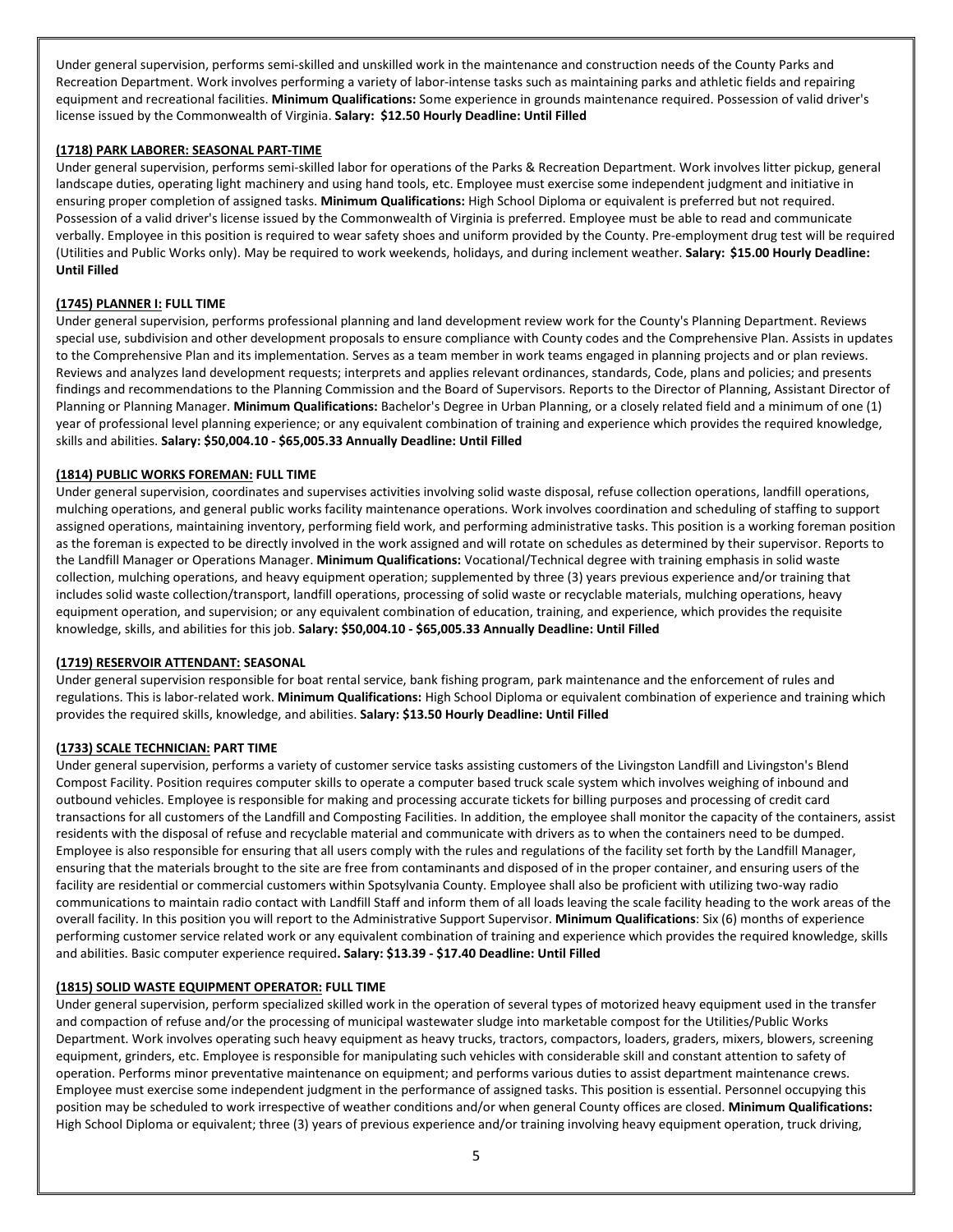Under general supervision, performs semi-skilled and unskilled work in the maintenance and construction needs of the County Parks and Recreation Department. Work involves performing a variety of labor-intense tasks such as maintaining parks and athletic fields and repairing equipment and recreational facilities. **Minimum Qualifications:** Some experience in grounds maintenance required. Possession of valid driver's license issued by the Commonwealth of Virginia. **Salary: $12.50 Hourly Deadline: Until Filled**

**(1718) PARK LABORER: SEASONAL PART-TIME**

Under general supervision, performs semi-skilled labor for operations of the Parks & Recreation Department. Work involves litter pickup, general landscape duties, operating light machinery and using hand tools, etc. Employee must exercise some independent judgment and initiative in ensuring proper completion of assigned tasks. **Minimum Qualifications:** High School Diploma or equivalent is preferred but not required. Possession of a valid driver's license issued by the Commonwealth of Virginia is preferred. Employee must be able to read and communicate verbally. Employee in this position is required to wear safety shoes and uniform provided by the County. Pre-employment drug test will be required (Utilities and Public Works only). May be required to work weekends, holidays, and during inclement weather. **Salary: $15.00 Hourly Deadline: Until Filled**

**(1745) PLANNER I: FULL TIME**

Under general supervision, performs professional planning and land development review work for the County's Planning Department. Reviews special use, subdivision and other development proposals to ensure compliance with County codes and the Comprehensive Plan. Assists in updates to the Comprehensive Plan and its implementation. Serves as a team member in work teams engaged in planning projects and or plan reviews. Reviews and analyzes land development requests; interprets and applies relevant ordinances, standards, Code, plans and policies; and presents findings and recommendations to the Planning Commission and the Board of Supervisors. Reports to the Director of Planning, Assistant Director of Planning or Planning Manager. **Minimum Qualifications:** Bachelor's Degree in Urban Planning, or a closely related field and a minimum of one (1) year of professional level planning experience; or any equivalent combination of training and experience which provides the required knowledge, skills and abilities. **Salary: $50,004.10 - $65,005.33 Annually Deadline: Until Filled**

**(1814) PUBLIC WORKS FOREMAN: FULL TIME**

Under general supervision, coordinates and supervises activities involving solid waste disposal, refuse collection operations, landfill operations, mulching operations, and general public works facility maintenance operations. Work involves coordination and scheduling of staffing to support assigned operations, maintaining inventory, performing field work, and performing administrative tasks. This position is a working foreman position as the foreman is expected to be directly involved in the work assigned and will rotate on schedules as determined by their supervisor. Reports to the Landfill Manager or Operations Manager. **Minimum Qualifications:** Vocational/Technical degree with training emphasis in solid waste collection, mulching operations, and heavy equipment operation; supplemented by three (3) years previous experience and/or training that includes solid waste collection/transport, landfill operations, processing of solid waste or recyclable materials, mulching operations, heavy equipment operation, and supervision; or any equivalent combination of education, training, and experience, which provides the requisite knowledge, skills, and abilities for this job. **Salary: $50,004.10 - $65,005.33 Annually Deadline: Until Filled**

**(1719) RESERVOIR ATTENDANT: SEASONAL**

Under general supervision responsible for boat rental service, bank fishing program, park maintenance and the enforcement of rules and regulations. This is labor-related work. **Minimum Qualifications:** High School Diploma or equivalent combination of experience and training which provides the required skills, knowledge, and abilities. **Salary: $13.50 Hourly Deadline: Until Filled**

**(1733) SCALE TECHNICIAN: PART TIME**

Under general supervision, performs a variety of customer service tasks assisting customers of the Livingston Landfill and Livingston's Blend Compost Facility. Position requires computer skills to operate a computer based truck scale system which involves weighing of inbound and outbound vehicles. Employee is responsible for making and processing accurate tickets for billing purposes and processing of credit card transactions for all customers of the Landfill and Composting Facilities. In addition, the employee shall monitor the capacity of the containers, assist residents with the disposal of refuse and recyclable material and communicate with drivers as to when the containers need to be dumped. Employee is also responsible for ensuring that all users comply with the rules and regulations of the facility set forth by the Landfill Manager, ensuring that the materials brought to the site are free from contaminants and disposed of in the proper container, and ensuring users of the facility are residential or commercial customers within Spotsylvania County. Employee shall also be proficient with utilizing two-way radio communications to maintain radio contact with Landfill Staff and inform them of all loads leaving the scale facility heading to the work areas of the overall facility. In this position you will report to the Administrative Support Supervisor. **Minimum Qualifications**: Six (6) months of experience performing customer service related work or any equivalent combination of training and experience which provides the required knowledge, skills and abilities. Basic computer experience required**. Salary: $13.39 - $17.40 Deadline: Until Filled**

**(1815) SOLID WASTE EQUIPMENT OPERATOR: FULL TIME**

Under general supervision, perform specialized skilled work in the operation of several types of motorized heavy equipment used in the transfer and compaction of refuse and/or the processing of municipal wastewater sludge into marketable compost for the Utilities/Public Works Department. Work involves operating such heavy equipment as heavy trucks, tractors, compactors, loaders, graders, mixers, blowers, screening equipment, grinders, etc. Employee is responsible for manipulating such vehicles with considerable skill and constant attention to safety of operation. Performs minor preventative maintenance on equipment; and performs various duties to assist department maintenance crews. Employee must exercise some independent judgment in the performance of assigned tasks. This position is essential. Personnel occupying this position may be scheduled to work irrespective of weather conditions and/or when general County offices are closed. **Minimum Qualifications:** High School Diploma or equivalent; three (3) years of previous experience and/or training involving heavy equipment operation, truck driving,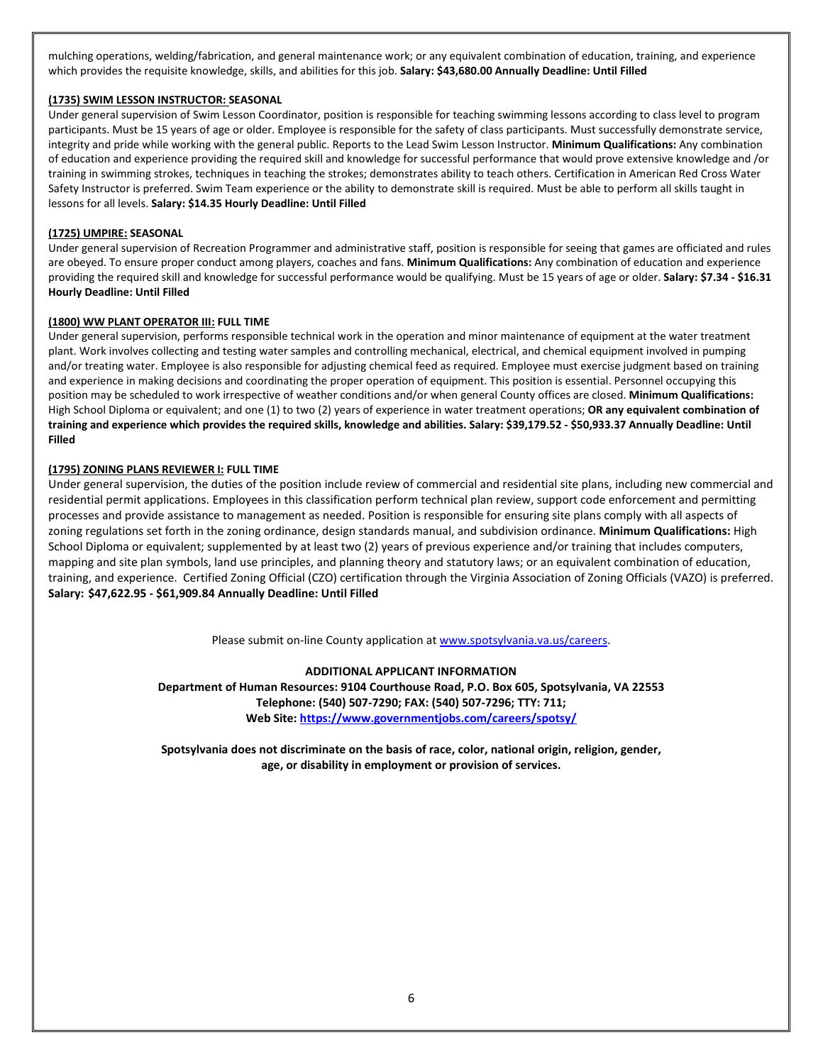mulching operations, welding/fabrication, and general maintenance work; or any equivalent combination of education, training, and experience which provides the requisite knowledge, skills, and abilities for this job. **Salary: $43,680.00 Annually Deadline: Until Filled**

**(1735) SWIM LESSON INSTRUCTOR: SEASONAL**

Under general supervision of Swim Lesson Coordinator, position is responsible for teaching swimming lessons according to class level to program participants. Must be 15 years of age or older. Employee is responsible for the safety of class participants. Must successfully demonstrate service, integrity and pride while working with the general public. Reports to the Lead Swim Lesson Instructor. **Minimum Qualifications:** Any combination of education and experience providing the required skill and knowledge for successful performance that would prove extensive knowledge and /or training in swimming strokes, techniques in teaching the strokes; demonstrates ability to teach others. Certification in American Red Cross Water Safety Instructor is preferred. Swim Team experience or the ability to demonstrate skill is required. Must be able to perform all skills taught in lessons for all levels. **Salary: $14.35 Hourly Deadline: Until Filled**

**(1725) UMPIRE: SEASONAL**

Under general supervision of Recreation Programmer and administrative staff, position is responsible for seeing that games are officiated and rules are obeyed. To ensure proper conduct among players, coaches and fans. **Minimum Qualifications:** Any combination of education and experience providing the required skill and knowledge for successful performance would be qualifying. Must be 15 years of age or older. **Salary: $7.34 - $16.31 Hourly Deadline: Until Filled**

**(1800) WW PLANT OPERATOR III: FULL TIME**

Under general supervision, performs responsible technical work in the operation and minor maintenance of equipment at the water treatment plant. Work involves collecting and testing water samples and controlling mechanical, electrical, and chemical equipment involved in pumping and/or treating water. Employee is also responsible for adjusting chemical feed as required. Employee must exercise judgment based on training and experience in making decisions and coordinating the proper operation of equipment. This position is essential. Personnel occupying this position may be scheduled to work irrespective of weather conditions and/or when general County offices are closed. **Minimum Qualifications:** High School Diploma or equivalent; and one (1) to two (2) years of experience in water treatment operations; **OR any equivalent combination of training and experience which provides the required skills, knowledge and abilities. Salary: $39,179.52 - $50,933.37 Annually Deadline: Until Filled**

**(1795) ZONING PLANS REVIEWER I: FULL TIME**

Under general supervision, the duties of the position include review of commercial and residential site plans, including new commercial and residential permit applications. Employees in this classification perform technical plan review, support code enforcement and permitting processes and provide assistance to management as needed. Position is responsible for ensuring site plans comply with all aspects of zoning regulations set forth in the zoning ordinance, design standards manual, and subdivision ordinance. **Minimum Qualifications:** High School Diploma or equivalent; supplemented by at least two (2) years of previous experience and/or training that includes computers, mapping and site plan symbols, land use principles, and planning theory and statutory laws; or an equivalent combination of education, training, and experience. Certified Zoning Official (CZO) certification through the Virginia Association of Zoning Officials (VAZO) is preferred. **Salary: $47,622.95 - $61,909.84 Annually Deadline: Until Filled**

Please submit on-line County application at www.spotsylvania.va.us/careers.

**ADDITIONAL APPLICANT INFORMATION**

**Department of Human Resources: 9104 Courthouse Road, P.O. Box 605, Spotsylvania, VA 22553**
**Telephone: (540) 507-7290; FAX: (540) 507-7296; TTY: 711;**
**Web Site: https://www.governmentjobs.com/careers/spotsy/**

**Spotsylvania does not discriminate on the basis of race, color, national origin, religion, gender, age, or disability in employment or provision of services.**